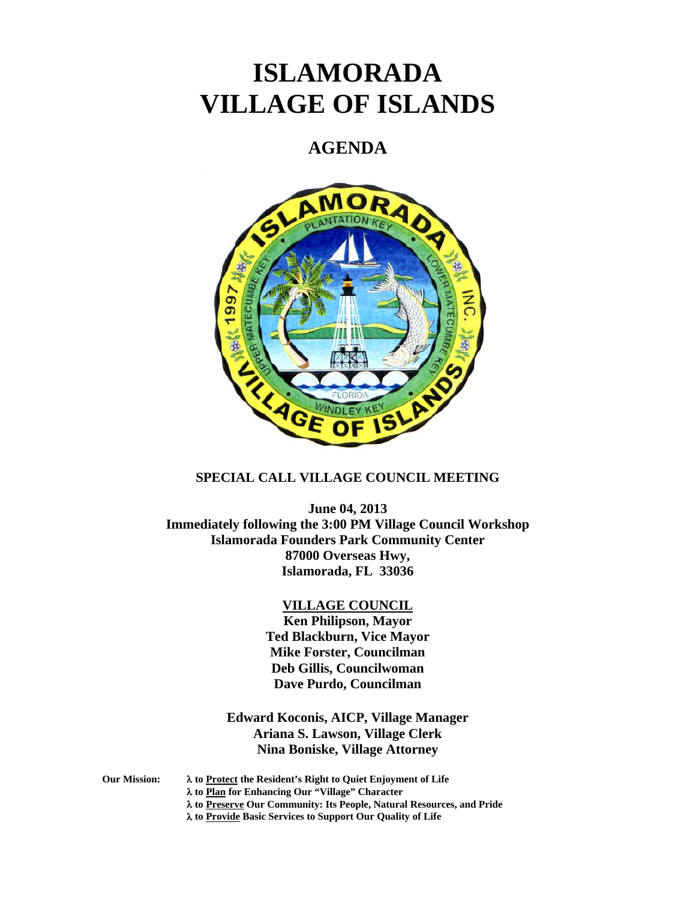# ISLAMORADA
# VILLAGE OF ISLANDS

## AGENDA

**SPECIAL CALL VILLAGE COUNCIL MEETING**

**June 04, 2013**
**Immediately following the 3:00 PM Village Council Workshop**
**Islamorada Founders Park Community Center**
**87000 Overseas Hwy,**
**Islamorada, FL 33036**

**VILLAGE COUNCIL**
**Ken Philipson, Mayor**
**Ted Blackburn, Vice Mayor**
**Mike Forster, Councilman**
**Deb Gillis, Councilwoman**
**Dave Purdo, Councilman**

**Edward Koconis, AICP, Village Manager**
**Ariana S. Lawson, Village Clerk**
**Nina Boniske, Village Attorney**

**Our Mission:**
- **λ to Protect the Resident's Right to Quiet Enjoyment of Life**
- **λ to Plan for Enhancing Our "Village" Character**
- **λ to Preserve Our Community: Its People, Natural Resources, and Pride**
- **λ to Provide Basic Services to Support Our Quality of Life**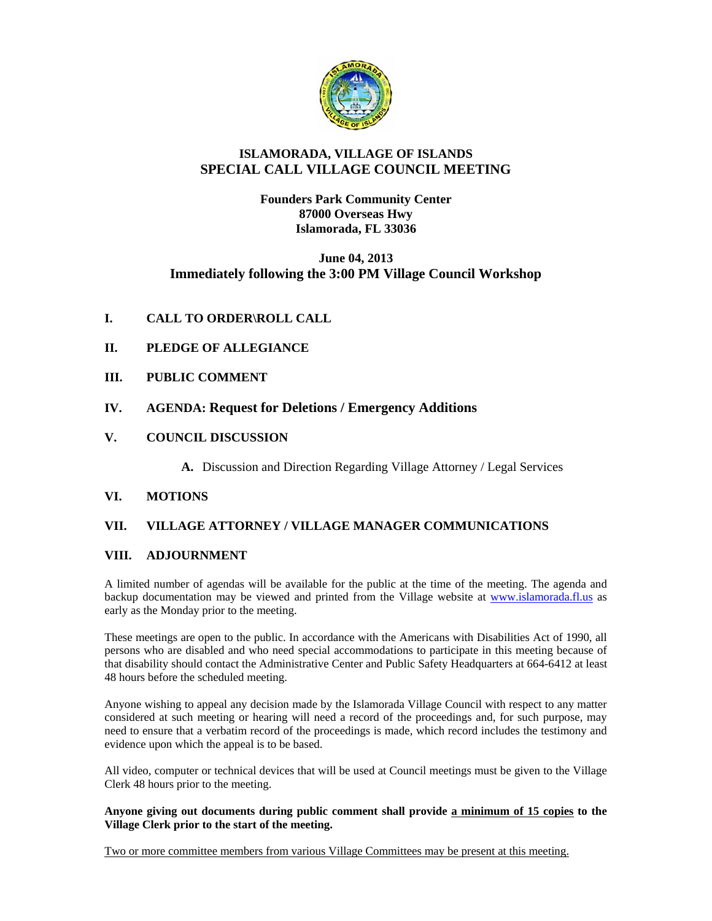# ISLAMORADA, VILLAGE OF ISLANDS
# SPECIAL CALL VILLAGE COUNCIL MEETING

**Founders Park Community Center**
**87000 Overseas Hwy**
**Islamorada, FL 33036**

**June 04, 2013**
**Immediately following the 3:00 PM Village Council Workshop**

**I. CALL TO ORDER\ROLL CALL**

**II. PLEDGE OF ALLEGIANCE**

**III. PUBLIC COMMENT**

**IV. AGENDA: Request for Deletions / Emergency Additions**

**V. COUNCIL DISCUSSION**

**A.** Discussion and Direction Regarding Village Attorney / Legal Services

**VI. MOTIONS**

**VII. VILLAGE ATTORNEY / VILLAGE MANAGER COMMUNICATIONS**

**VIII. ADJOURNMENT**

A limited number of agendas will be available for the public at the time of the meeting. The agenda and backup documentation may be viewed and printed from the Village website at www.islamorada.fl.us as early as the Monday prior to the meeting.

These meetings are open to the public. In accordance with the Americans with Disabilities Act of 1990, all persons who are disabled and who need special accommodations to participate in this meeting because of that disability should contact the Administrative Center and Public Safety Headquarters at 664-6412 at least 48 hours before the scheduled meeting.

Anyone wishing to appeal any decision made by the Islamorada Village Council with respect to any matter considered at such meeting or hearing will need a record of the proceedings and, for such purpose, may need to ensure that a verbatim record of the proceedings is made, which record includes the testimony and evidence upon which the appeal is to be based.

All video, computer or technical devices that will be used at Council meetings must be given to the Village Clerk 48 hours prior to the meeting.

**Anyone giving out documents during public comment shall provide a minimum of 15 copies to the Village Clerk prior to the start of the meeting.**

Two or more committee members from various Village Committees may be present at this meeting.